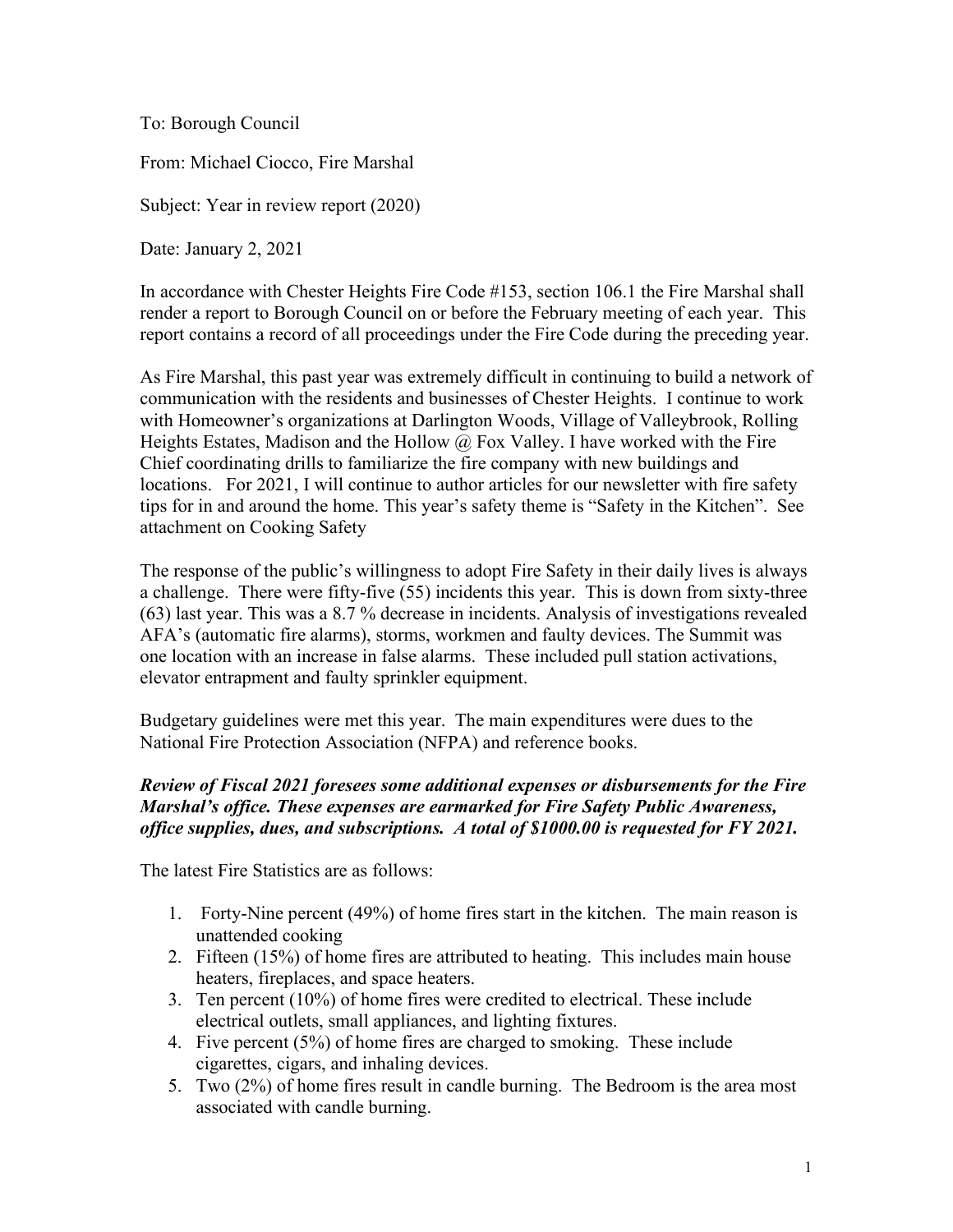To: Borough Council

From: Michael Ciocco, Fire Marshal

Subject: Year in review report (2020)

Date: January 2, 2021

In accordance with Chester Heights Fire Code #153, section 106.1 the Fire Marshal shall render a report to Borough Council on or before the February meeting of each year. This report contains a record of all proceedings under the Fire Code during the preceding year.

As Fire Marshal, this past year was extremely difficult in continuing to build a network of communication with the residents and businesses of Chester Heights. I continue to work with Homeowner's organizations at Darlington Woods, Village of Valleybrook, Rolling Heights Estates, Madison and the Hollow @ Fox Valley. I have worked with the Fire Chief coordinating drills to familiarize the fire company with new buildings and locations. For 2021, I will continue to author articles for our newsletter with fire safety tips for in and around the home. This year's safety theme is "Safety in the Kitchen". See attachment on Cooking Safety

The response of the public's willingness to adopt Fire Safety in their daily lives is always a challenge. There were fifty-five (55) incidents this year. This is down from sixty-three (63) last year. This was a 8.7 % decrease in incidents. Analysis of investigations revealed AFA's (automatic fire alarms), storms, workmen and faulty devices. The Summit was one location with an increase in false alarms. These included pull station activations, elevator entrapment and faulty sprinkler equipment.

Budgetary guidelines were met this year. The main expenditures were dues to the National Fire Protection Association (NFPA) and reference books.

***Review of Fiscal 2021 foresees some additional expenses or disbursements for the Fire Marshal's office. These expenses are earmarked for Fire Safety Public Awareness, office supplies, dues, and subscriptions. A total of $1000.00 is requested for FY 2021.***

The latest Fire Statistics are as follows:

1. Forty-Nine percent (49%) of home fires start in the kitchen. The main reason is unattended cooking
2. Fifteen (15%) of home fires are attributed to heating. This includes main house heaters, fireplaces, and space heaters.
3. Ten percent (10%) of home fires were credited to electrical. These include electrical outlets, small appliances, and lighting fixtures.
4. Five percent (5%) of home fires are charged to smoking. These include cigarettes, cigars, and inhaling devices.
5. Two (2%) of home fires result in candle burning. The Bedroom is the area most associated with candle burning.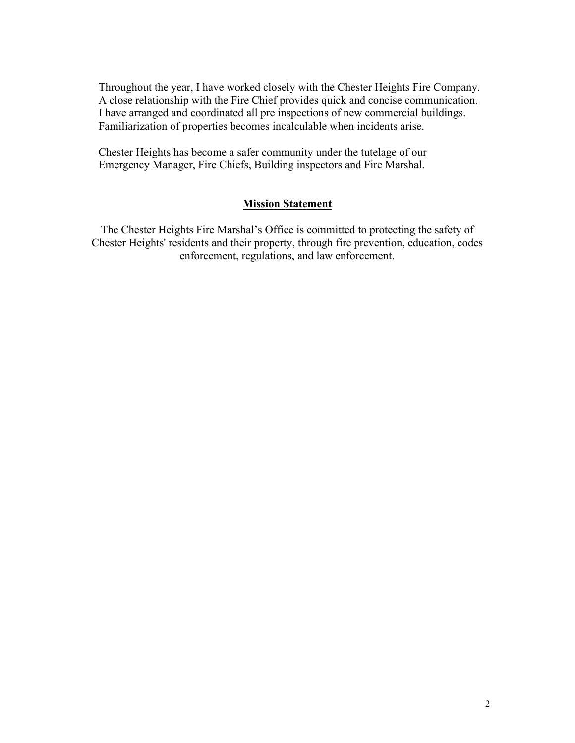Throughout the year, I have worked closely with the Chester Heights Fire Company. A close relationship with the Fire Chief provides quick and concise communication. I have arranged and coordinated all pre inspections of new commercial buildings. Familiarization of properties becomes incalculable when incidents arise.

Chester Heights has become a safer community under the tutelage of our Emergency Manager, Fire Chiefs, Building inspectors and Fire Marshal.

## Mission Statement

The Chester Heights Fire Marshal's Office is committed to protecting the safety of Chester Heights' residents and their property, through fire prevention, education, codes enforcement, regulations, and law enforcement.